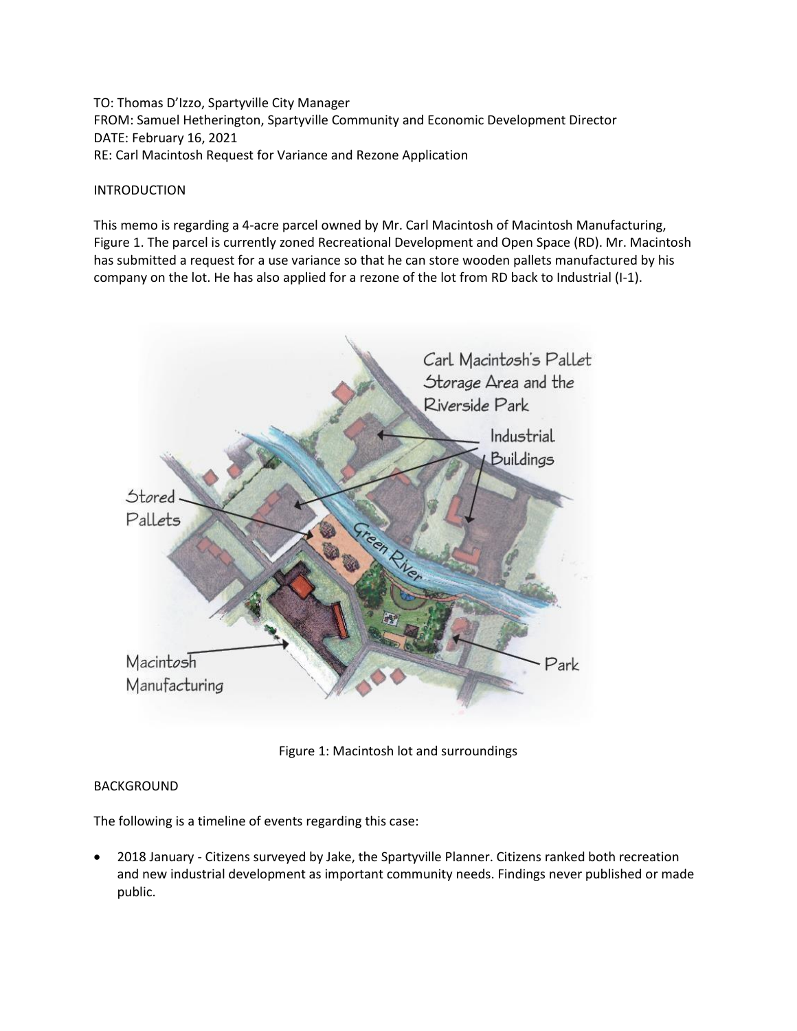TO: Thomas D'Izzo, Spartyville City Manager
FROM: Samuel Hetherington, Spartyville Community and Economic Development Director
DATE: February 16, 2021
RE: Carl Macintosh Request for Variance and Rezone Application

## INTRODUCTION

This memo is regarding a 4-acre parcel owned by Mr. Carl Macintosh of Macintosh Manufacturing, Figure 1. The parcel is currently zoned Recreational Development and Open Space (RD). Mr. Macintosh has submitted a request for a use variance so that he can store wooden pallets manufactured by his company on the lot. He has also applied for a rezone of the lot from RD back to Industrial (I-1).

Figure 1: Macintosh lot and surroundings

## BACKGROUND

The following is a timeline of events regarding this case:

- 2018 January - Citizens surveyed by Jake, the Spartyville Planner. Citizens ranked both recreation and new industrial development as important community needs. Findings never published or made public.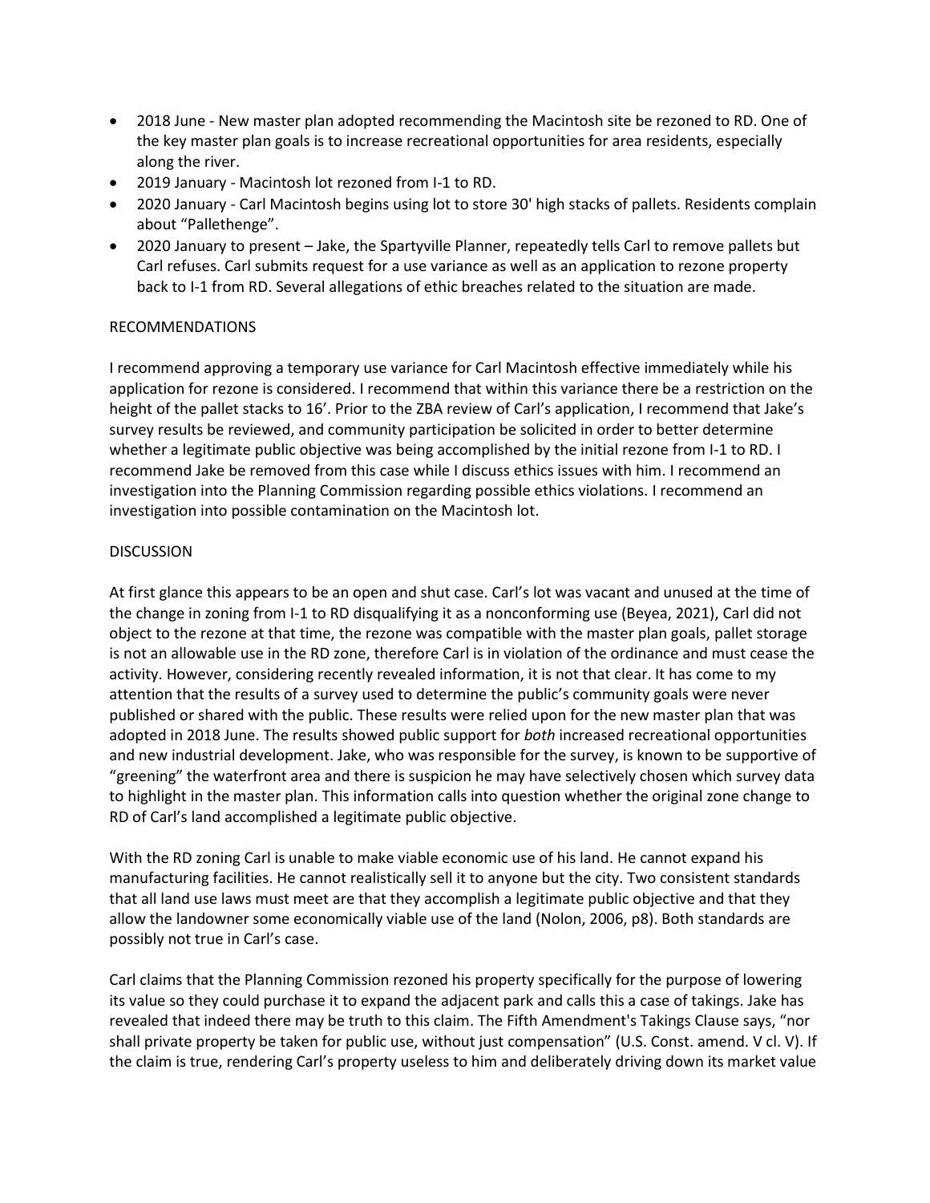- 2018 June - New master plan adopted recommending the Macintosh site be rezoned to RD. One of the key master plan goals is to increase recreational opportunities for area residents, especially along the river.
- 2019 January - Macintosh lot rezoned from I-1 to RD.
- 2020 January - Carl Macintosh begins using lot to store 30' high stacks of pallets. Residents complain about "Pallethenge".
- 2020 January to present – Jake, the Spartyville Planner, repeatedly tells Carl to remove pallets but Carl refuses. Carl submits request for a use variance as well as an application to rezone property back to I-1 from RD. Several allegations of ethic breaches related to the situation are made.

RECOMMENDATIONS

I recommend approving a temporary use variance for Carl Macintosh effective immediately while his application for rezone is considered. I recommend that within this variance there be a restriction on the height of the pallet stacks to 16'. Prior to the ZBA review of Carl's application, I recommend that Jake's survey results be reviewed, and community participation be solicited in order to better determine whether a legitimate public objective was being accomplished by the initial rezone from I-1 to RD. I recommend Jake be removed from this case while I discuss ethics issues with him. I recommend an investigation into the Planning Commission regarding possible ethics violations. I recommend an investigation into possible contamination on the Macintosh lot.

DISCUSSION

At first glance this appears to be an open and shut case. Carl's lot was vacant and unused at the time of the change in zoning from I-1 to RD disqualifying it as a nonconforming use (Beyea, 2021), Carl did not object to the rezone at that time, the rezone was compatible with the master plan goals, pallet storage is not an allowable use in the RD zone, therefore Carl is in violation of the ordinance and must cease the activity. However, considering recently revealed information, it is not that clear. It has come to my attention that the results of a survey used to determine the public's community goals were never published or shared with the public. These results were relied upon for the new master plan that was adopted in 2018 June. The results showed public support for *both* increased recreational opportunities and new industrial development. Jake, who was responsible for the survey, is known to be supportive of "greening" the waterfront area and there is suspicion he may have selectively chosen which survey data to highlight in the master plan. This information calls into question whether the original zone change to RD of Carl's land accomplished a legitimate public objective.

With the RD zoning Carl is unable to make viable economic use of his land. He cannot expand his manufacturing facilities. He cannot realistically sell it to anyone but the city. Two consistent standards that all land use laws must meet are that they accomplish a legitimate public objective and that they allow the landowner some economically viable use of the land (Nolon, 2006, p8). Both standards are possibly not true in Carl's case.

Carl claims that the Planning Commission rezoned his property specifically for the purpose of lowering its value so they could purchase it to expand the adjacent park and calls this a case of takings. Jake has revealed that indeed there may be truth to this claim. The Fifth Amendment's Takings Clause says, "nor shall private property be taken for public use, without just compensation" (U.S. Const. amend. V cl. V). If the claim is true, rendering Carl's property useless to him and deliberately driving down its market value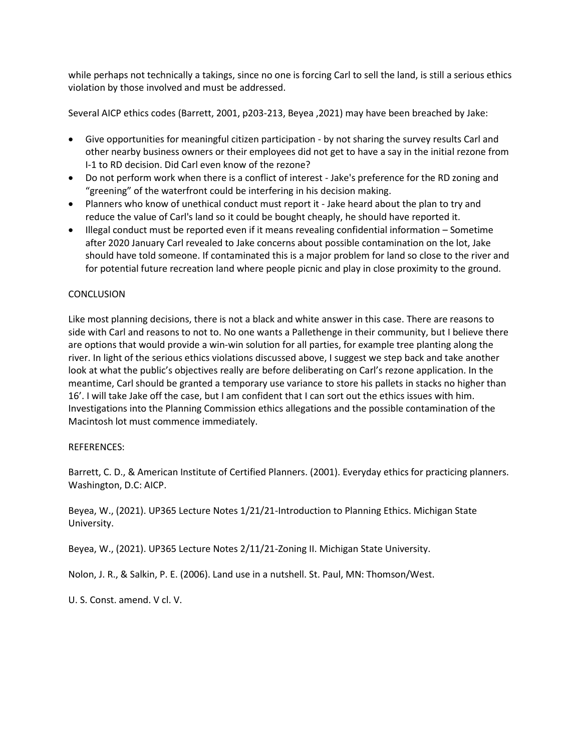while perhaps not technically a takings, since no one is forcing Carl to sell the land, is still a serious ethics violation by those involved and must be addressed.

Several AICP ethics codes (Barrett, 2001, p203-213, Beyea ,2021) may have been breached by Jake:

- Give opportunities for meaningful citizen participation - by not sharing the survey results Carl and other nearby business owners or their employees did not get to have a say in the initial rezone from I-1 to RD decision. Did Carl even know of the rezone?
- Do not perform work when there is a conflict of interest - Jake's preference for the RD zoning and "greening" of the waterfront could be interfering in his decision making.
- Planners who know of unethical conduct must report it - Jake heard about the plan to try and reduce the value of Carl's land so it could be bought cheaply, he should have reported it.
- Illegal conduct must be reported even if it means revealing confidential information – Sometime after 2020 January Carl revealed to Jake concerns about possible contamination on the lot, Jake should have told someone. If contaminated this is a major problem for land so close to the river and for potential future recreation land where people picnic and play in close proximity to the ground.

CONCLUSION

Like most planning decisions, there is not a black and white answer in this case. There are reasons to side with Carl and reasons to not to. No one wants a Pallethenge in their community, but I believe there are options that would provide a win-win solution for all parties, for example tree planting along the river. In light of the serious ethics violations discussed above, I suggest we step back and take another look at what the public's objectives really are before deliberating on Carl's rezone application. In the meantime, Carl should be granted a temporary use variance to store his pallets in stacks no higher than 16'. I will take Jake off the case, but I am confident that I can sort out the ethics issues with him. Investigations into the Planning Commission ethics allegations and the possible contamination of the Macintosh lot must commence immediately.

REFERENCES:

Barrett, C. D., & American Institute of Certified Planners. (2001). Everyday ethics for practicing planners. Washington, D.C: AICP.

Beyea, W., (2021). UP365 Lecture Notes 1/21/21-Introduction to Planning Ethics. Michigan State University.

Beyea, W., (2021). UP365 Lecture Notes 2/11/21-Zoning II. Michigan State University.

Nolon, J. R., & Salkin, P. E. (2006). Land use in a nutshell. St. Paul, MN: Thomson/West.

U. S. Const. amend. V cl. V.